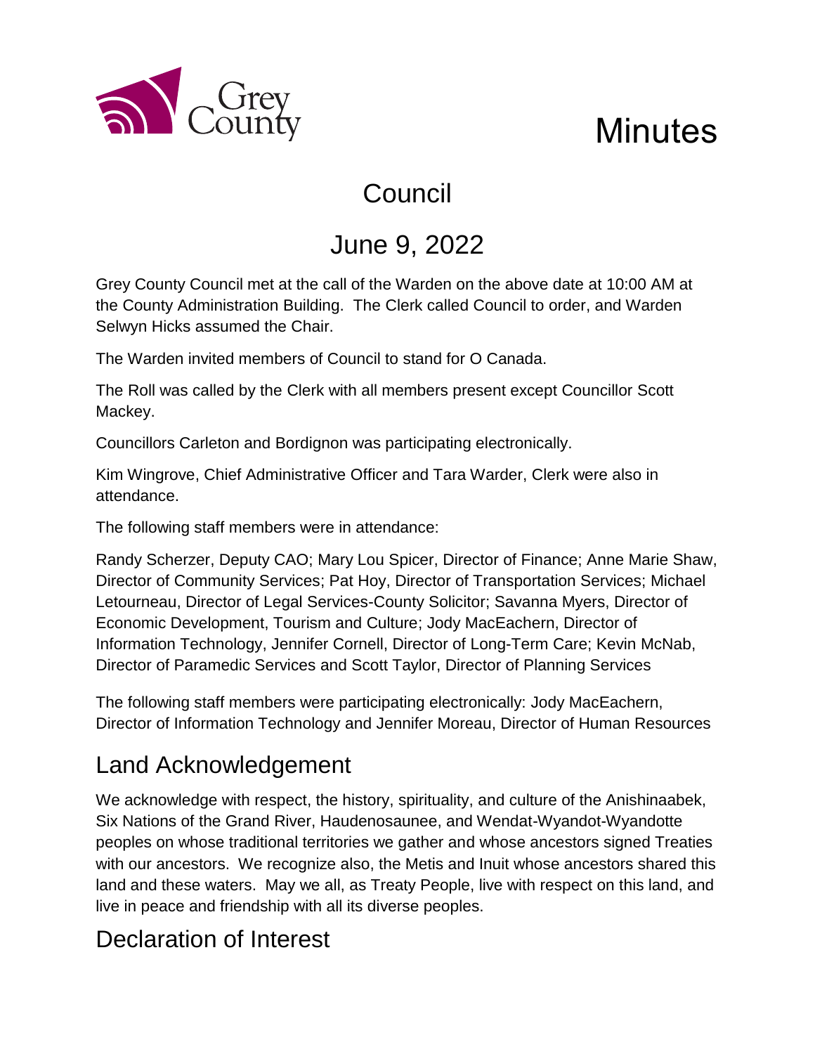# Minutes

## Council

## June 9, 2022

Grey County Council met at the call of the Warden on the above date at 10:00 AM at the County Administration Building. The Clerk called Council to order, and Warden Selwyn Hicks assumed the Chair.

The Warden invited members of Council to stand for O Canada.

The Roll was called by the Clerk with all members present except Councillor Scott Mackey.

Councillors Carleton and Bordignon was participating electronically.

Kim Wingrove, Chief Administrative Officer and Tara Warder, Clerk were also in attendance.

The following staff members were in attendance:

Randy Scherzer, Deputy CAO; Mary Lou Spicer, Director of Finance; Anne Marie Shaw, Director of Community Services; Pat Hoy, Director of Transportation Services; Michael Letourneau, Director of Legal Services-County Solicitor; Savanna Myers, Director of Economic Development, Tourism and Culture; Jody MacEachern, Director of Information Technology, Jennifer Cornell, Director of Long-Term Care; Kevin McNab, Director of Paramedic Services and Scott Taylor, Director of Planning Services

The following staff members were participating electronically: Jody MacEachern, Director of Information Technology and Jennifer Moreau, Director of Human Resources

## Land Acknowledgement

We acknowledge with respect, the history, spirituality, and culture of the Anishinaabek, Six Nations of the Grand River, Haudenosaunee, and Wendat-Wyandot-Wyandotte peoples on whose traditional territories we gather and whose ancestors signed Treaties with our ancestors. We recognize also, the Metis and Inuit whose ancestors shared this land and these waters. May we all, as Treaty People, live with respect on this land, and live in peace and friendship with all its diverse peoples.

## Declaration of Interest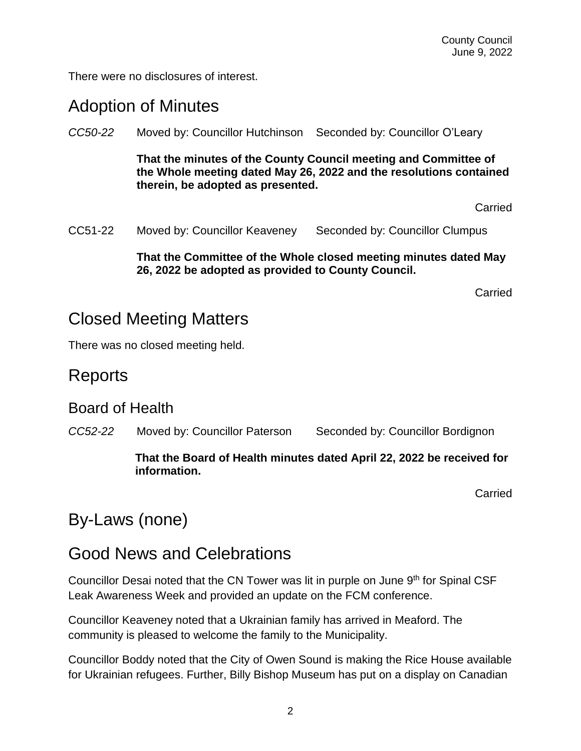There were no disclosures of interest.

## Adoption of Minutes

*CC50-22* Moved by: Councillor Hutchinson Seconded by: Councillor O'Leary

**That the minutes of the County Council meeting and Committee of the Whole meeting dated May 26, 2022 and the resolutions contained therein, be adopted as presented.**

Carried

CC51-22 Moved by: Councillor Keaveney Seconded by: Councillor Clumpus

**That the Committee of the Whole closed meeting minutes dated May 26, 2022 be adopted as provided to County Council.**

Carried

## Closed Meeting Matters

There was no closed meeting held.

## Reports

### Board of Health

*CC52-22* Moved by: Councillor Paterson Seconded by: Councillor Bordignon

**That the Board of Health minutes dated April 22, 2022 be received for information.**

Carried

## By-Laws (none)

## Good News and Celebrations

Councillor Desai noted that the CN Tower was lit in purple on June 9th for Spinal CSF Leak Awareness Week and provided an update on the FCM conference.

Councillor Keaveney noted that a Ukrainian family has arrived in Meaford. The community is pleased to welcome the family to the Municipality.

Councillor Boddy noted that the City of Owen Sound is making the Rice House available for Ukrainian refugees. Further, Billy Bishop Museum has put on a display on Canadian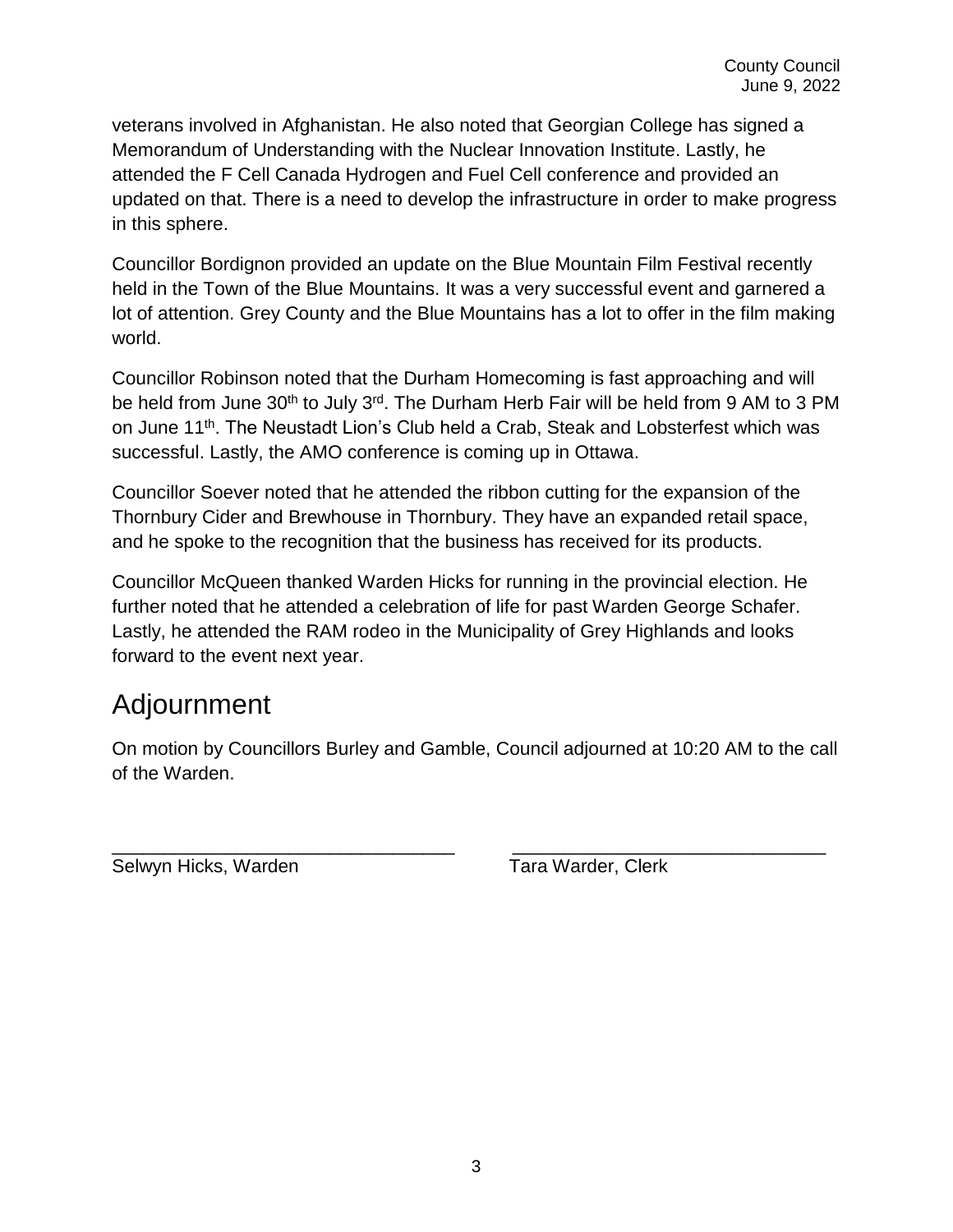veterans involved in Afghanistan. He also noted that Georgian College has signed a Memorandum of Understanding with the Nuclear Innovation Institute. Lastly, he attended the F Cell Canada Hydrogen and Fuel Cell conference and provided an updated on that. There is a need to develop the infrastructure in order to make progress in this sphere.

Councillor Bordignon provided an update on the Blue Mountain Film Festival recently held in the Town of the Blue Mountains. It was a very successful event and garnered a lot of attention. Grey County and the Blue Mountains has a lot to offer in the film making world.

Councillor Robinson noted that the Durham Homecoming is fast approaching and will be held from June 30th to July 3rd. The Durham Herb Fair will be held from 9 AM to 3 PM on June 11th. The Neustadt Lion's Club held a Crab, Steak and Lobsterfest which was successful. Lastly, the AMO conference is coming up in Ottawa.

Councillor Soever noted that he attended the ribbon cutting for the expansion of the Thornbury Cider and Brewhouse in Thornbury. They have an expanded retail space, and he spoke to the recognition that the business has received for its products.

Councillor McQueen thanked Warden Hicks for running in the provincial election. He further noted that he attended a celebration of life for past Warden George Schafer. Lastly, he attended the RAM rodeo in the Municipality of Grey Highlands and looks forward to the event next year.

# Adjournment

On motion by Councillors Burley and Gamble, Council adjourned at 10:20 AM to the call of the Warden.

\_\_\_\_\_\_\_\_\_\_\_\_\_\_\_\_\_\_\_\_\_\_\_\_\_\_\_\_\_\_\_\_\_\_
Selwyn Hicks, Warden

\_\_\_\_\_\_\_\_\_\_\_\_\_\_\_\_\_\_\_\_\_\_\_\_\_\_\_\_\_\_\_\_
Tara Warder, Clerk